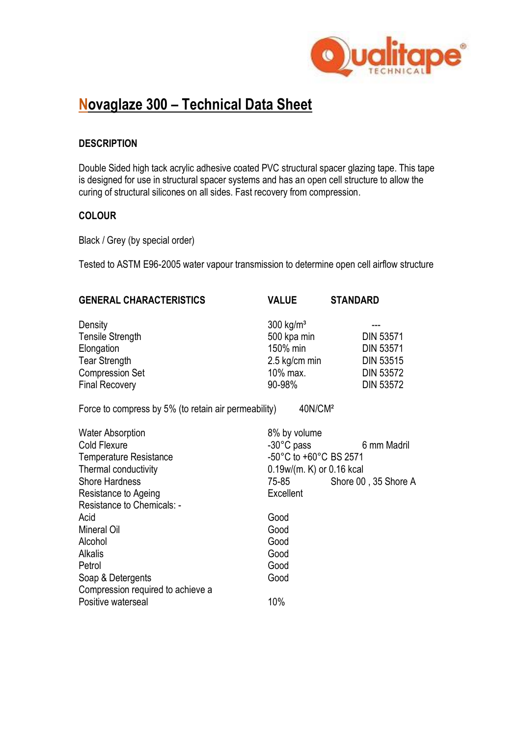# Novaglaze 300 – Technical Data Sheet

### DESCRIPTION

Double Sided high tack acrylic adhesive coated PVC structural spacer glazing tape. This tape is designed for use in structural spacer systems and has an open cell structure to allow the curing of structural silicones on all sides. Fast recovery from compression.

### COLOUR

Black / Grey (by special order)

Tested to ASTM E96-2005 water vapour transmission to determine open cell airflow structure

| GENERAL CHARACTERISTICS | VALUE | STANDARD |
|---|---|---|
| Density | 300 kg/m³ | --- |
| Tensile Strength | 500 kpa min | DIN 53571 |
| Elongation | 150% min | DIN 53571 |
| Tear Strength | 2.5 kg/cm min | DIN 53515 |
| Compression Set | 10% max. | DIN 53572 |
| Final Recovery | 90-98% | DIN 53572 |
| Force to compress by 5% (to retain air permeability) | 40N/CM² | |
| Water Absorption | 8% by volume | |
| Cold Flexure | -30°C pass | 6 mm Madril |
| Temperature Resistance | -50°C to +60°C BS 2571 | |
| Thermal conductivity | 0.19w/(m. K) or 0.16 kcal | |
| Shore Hardness | 75-85 | Shore 00 , 35 Shore A |
| Resistance to Ageing | Excellent | |
| Resistance to Chemicals: - | | |
| Acid | Good | |
| Mineral Oil | Good | |
| Alcohol | Good | |
| Alkalis | Good | |
| Petrol | Good | |
| Soap & Detergents | Good | |
| Compression required to achieve a Positive waterseal | 10% | |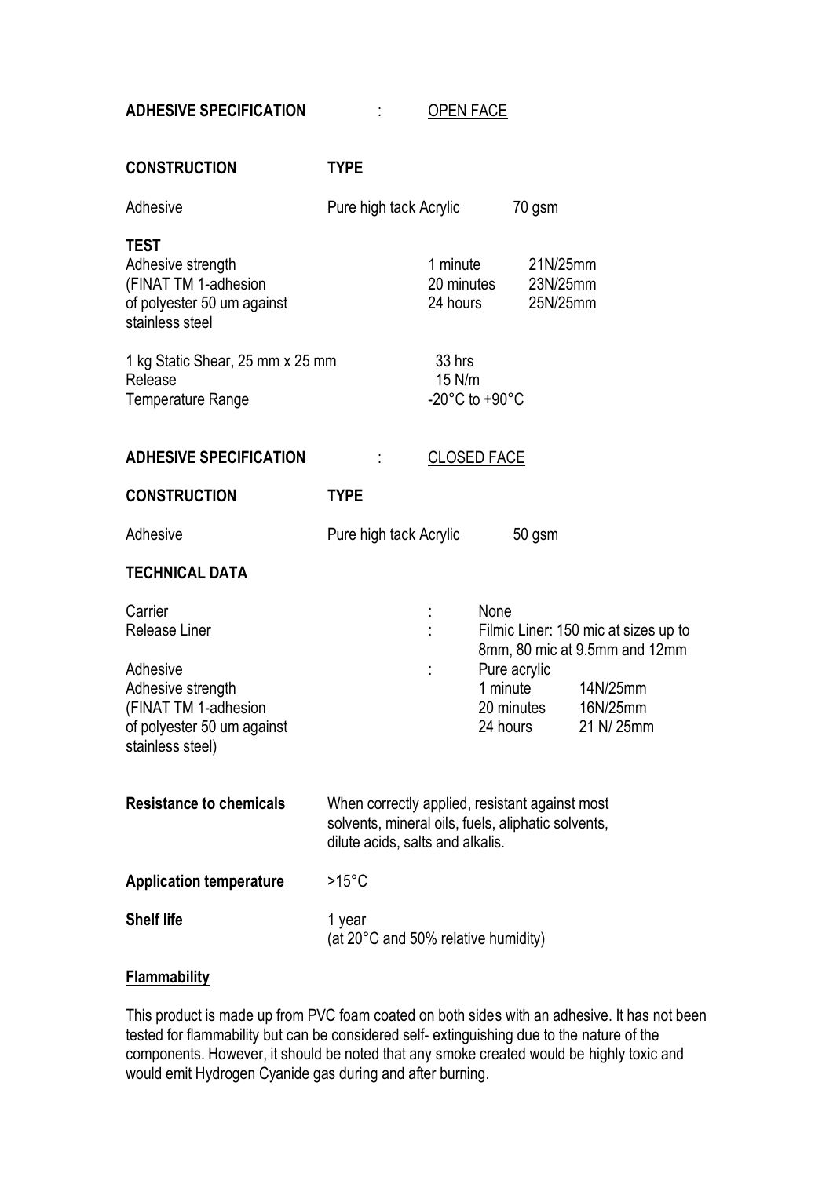**ADHESIVE SPECIFICATION** : <u>OPEN FACE</u>

| **CONSTRUCTION** | **TYPE** | | |
|---|---|---|---|
| Adhesive | Pure high tack Acrylic | | 70 gsm |

| **TEST** | | |
|---|---|---|
| Adhesive strength (FINAT TM 1-adhesion of polyester 50 um against stainless steel | 1 minute | 21N/25mm |
| | 20 minutes | 23N/25mm |
| | 24 hours | 25N/25mm |
| 1 kg Static Shear, 25 mm x 25 mm | 33 hrs | |
| Release | 15 N/m | |
| Temperature Range | -20°C to +90°C | |

**ADHESIVE SPECIFICATION** : <u>CLOSED FACE</u>

| **CONSTRUCTION** | **TYPE** | | |
|---|---|---|---|
| Adhesive | Pure high tack Acrylic | | 50 gsm |

**TECHNICAL DATA**

| | | | |
|---|---|---|---|
| Carrier | : | None | |
| Release Liner | : | Filmic Liner: 150 mic at sizes up to 8mm, 80 mic at 9.5mm and 12mm | |
| Adhesive | : | Pure acrylic | |
| Adhesive strength (FINAT TM 1-adhesion of polyester 50 um against stainless steel) | | 1 minute | 14N/25mm |
| | | 20 minutes | 16N/25mm |
| | | 24 hours | 21 N/ 25mm |

**Resistance to chemicals** When correctly applied, resistant against most solvents, mineral oils, fuels, aliphatic solvents, dilute acids, salts and alkalis.

**Application temperature** >15°C

**Shelf life** 1 year (at 20°C and 50% relative humidity)

<u>**Flammability**</u>

This product is made up from PVC foam coated on both sides with an adhesive. It has not been tested for flammability but can be considered self- extinguishing due to the nature of the components. However, it should be noted that any smoke created would be highly toxic and would emit Hydrogen Cyanide gas during and after burning.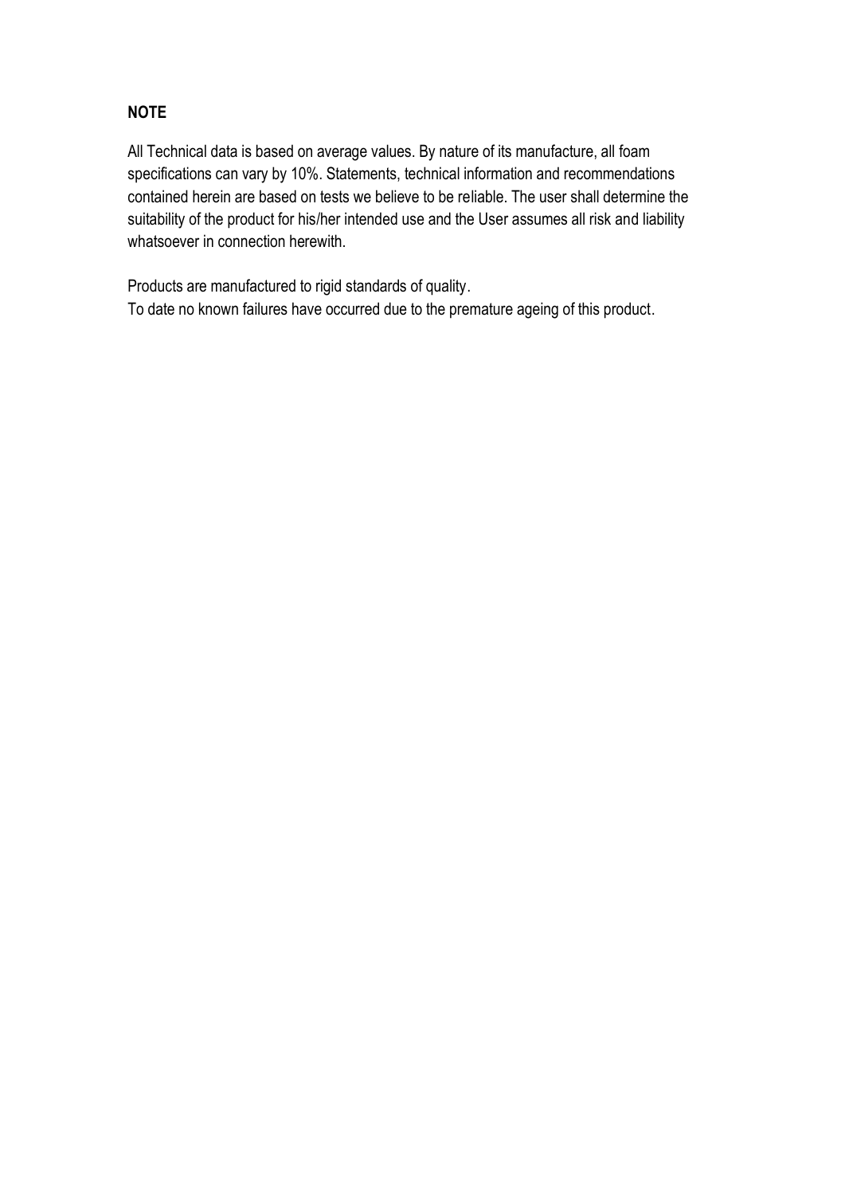**NOTE**

All Technical data is based on average values. By nature of its manufacture, all foam specifications can vary by 10%. Statements, technical information and recommendations contained herein are based on tests we believe to be reliable. The user shall determine the suitability of the product for his/her intended use and the User assumes all risk and liability whatsoever in connection herewith.

Products are manufactured to rigid standards of quality.
To date no known failures have occurred due to the premature ageing of this product.